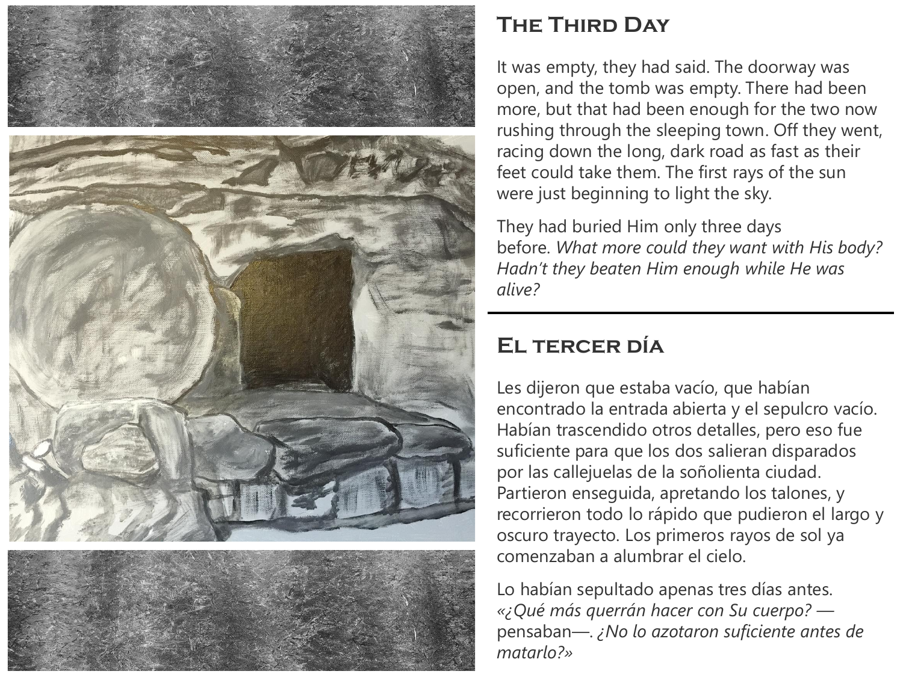## The Third Day

It was empty, they had said. The doorway was open, and the tomb was empty. There had been more, but that had been enough for the two now rushing through the sleeping town. Off they went, racing down the long, dark road as fast as their feet could take them. The first rays of the sun were just beginning to light the sky.

They had buried Him only three days before. *What more could they want with His body? Hadn't they beaten Him enough while He was alive?*

---

## El tercer día

Les dijeron que estaba vacío, que habían encontrado la entrada abierta y el sepulcro vacío. Habían trascendido otros detalles, pero eso fue suficiente para que los dos salieran disparados por las callejuelas de la soñolienta ciudad. Partieron enseguida, apretando los talones, y recorrieron todo lo rápido que pudieron el largo y oscuro trayecto. Los primeros rayos de sol ya comenzaban a alumbrar el cielo.

Lo habían sepultado apenas tres días antes. *«¿Qué más querrán hacer con Su cuerpo?* —pensaban—. *¿No lo azotaron suficiente antes de matarlo?»*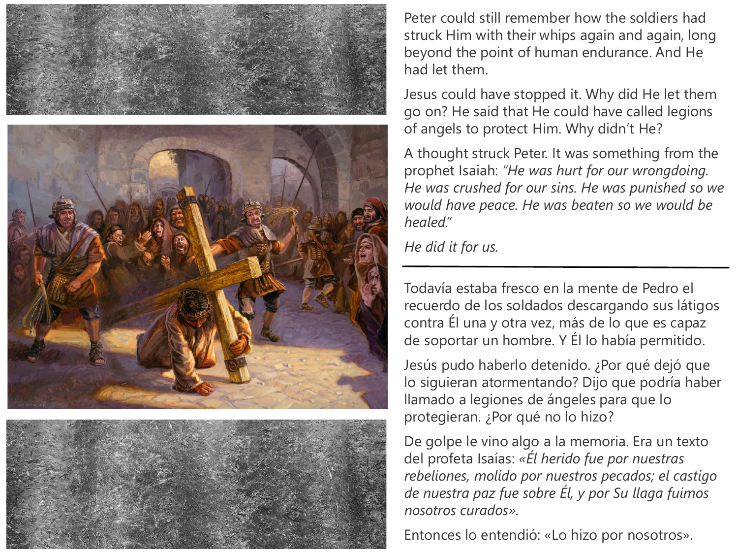Peter could still remember how the soldiers had struck Him with their whips again and again, long beyond the point of human endurance. And He had let them.

Jesus could have stopped it. Why did He let them go on? He said that He could have called legions of angels to protect Him. Why didn't He?

A thought struck Peter. It was something from the prophet Isaiah: *"He was hurt for our wrongdoing. He was crushed for our sins. He was punished so we would have peace. He was beaten so we would be healed."*

*He did it for us.*

---

Todavía estaba fresco en la mente de Pedro el recuerdo de los soldados descargando sus látigos contra Él una y otra vez, más de lo que es capaz de soportar un hombre. Y Él lo había permitido.

Jesús pudo haberlo detenido. ¿Por qué dejó que lo siguieran atormentando? Dijo que podría haber llamado a legiones de ángeles para que lo protegieran. ¿Por qué no lo hizo?

De golpe le vino algo a la memoria. Era un texto del profeta Isaías: *«Él herido fue por nuestras rebeliones, molido por nuestros pecados; el castigo de nuestra paz fue sobre Él, y por Su llaga fuimos nosotros curados».*

Entonces lo entendió: «Lo hizo por nosotros».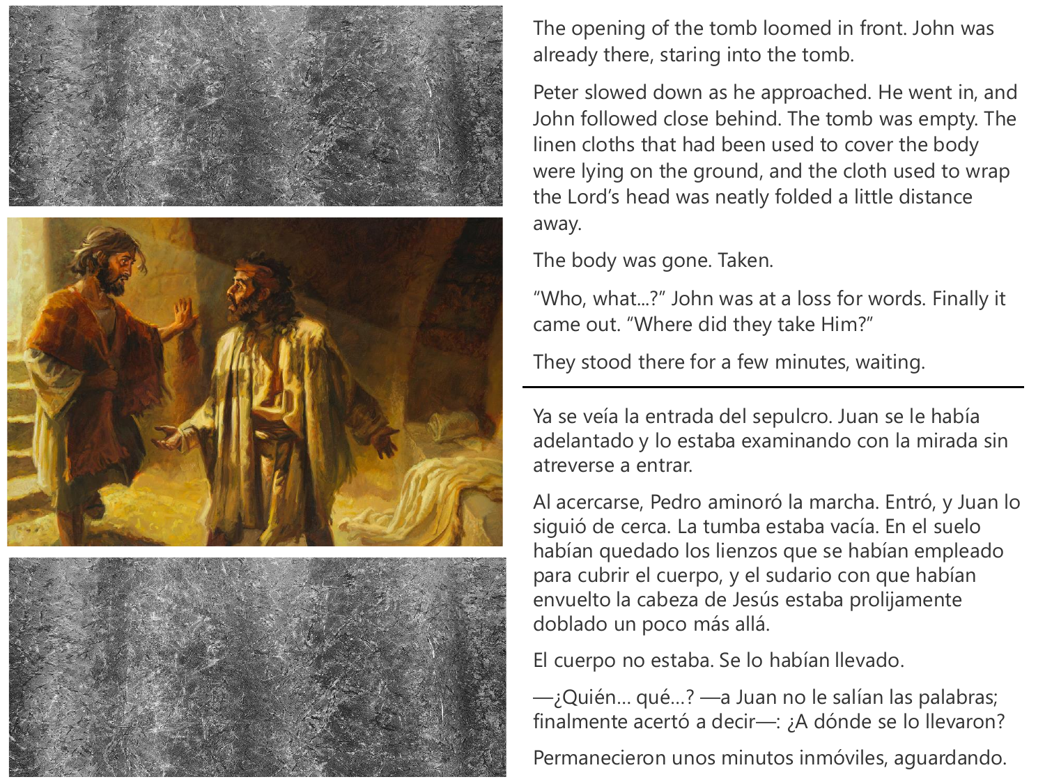The opening of the tomb loomed in front. John was already there, staring into the tomb.

Peter slowed down as he approached. He went in, and John followed close behind. The tomb was empty. The linen cloths that had been used to cover the body were lying on the ground, and the cloth used to wrap the Lord's head was neatly folded a little distance away.

The body was gone. Taken.

"Who, what...?" John was at a loss for words. Finally it came out. "Where did they take Him?"

They stood there for a few minutes, waiting.

---

Ya se veía la entrada del sepulcro. Juan se le había adelantado y lo estaba examinando con la mirada sin atreverse a entrar.

Al acercarse, Pedro aminoró la marcha. Entró, y Juan lo siguió de cerca. La tumba estaba vacía. En el suelo habían quedado los lienzos que se habían empleado para cubrir el cuerpo, y el sudario con que habían envuelto la cabeza de Jesús estaba prolijamente doblado un poco más allá.

El cuerpo no estaba. Se lo habían llevado.

—¿Quién... qué...? —a Juan no le salían las palabras; finalmente acertó a decir—: ¿A dónde se lo llevaron?

Permanecieron unos minutos inmóviles, aguardando.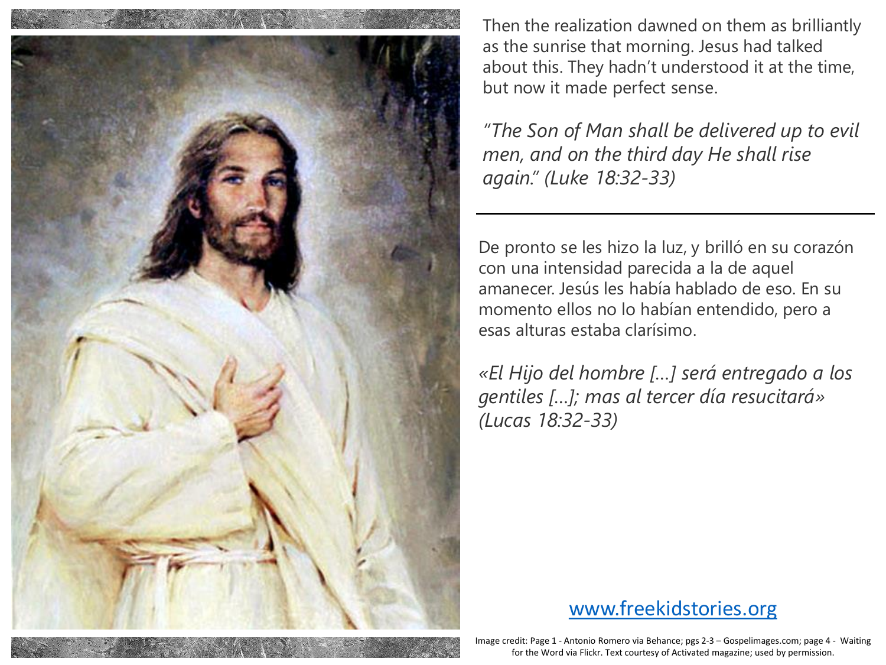Then the realization dawned on them as brilliantly as the sunrise that morning. Jesus had talked about this. They hadn't understood it at the time, but now it made perfect sense.

*"The Son of Man shall be delivered up to evil men, and on the third day He shall rise again." (Luke 18:32-33)*

---

De pronto se les hizo la luz, y brilló en su corazón con una intensidad parecida a la de aquel amanecer. Jesús les había hablado de eso. En su momento ellos no lo habían entendido, pero a esas alturas estaba clarísimo.

*«El Hijo del hombre [...] será entregado a los gentiles [...]; mas al tercer día resucitará» (Lucas 18:32-33)*

[www.freekidstories.org](http://www.freekidstories.org)

Image credit: Page 1 - Antonio Romero via Behance; pgs 2-3 – Gospelimages.com; page 4 - Waiting for the Word via Flickr. Text courtesy of Activated magazine; used by permission.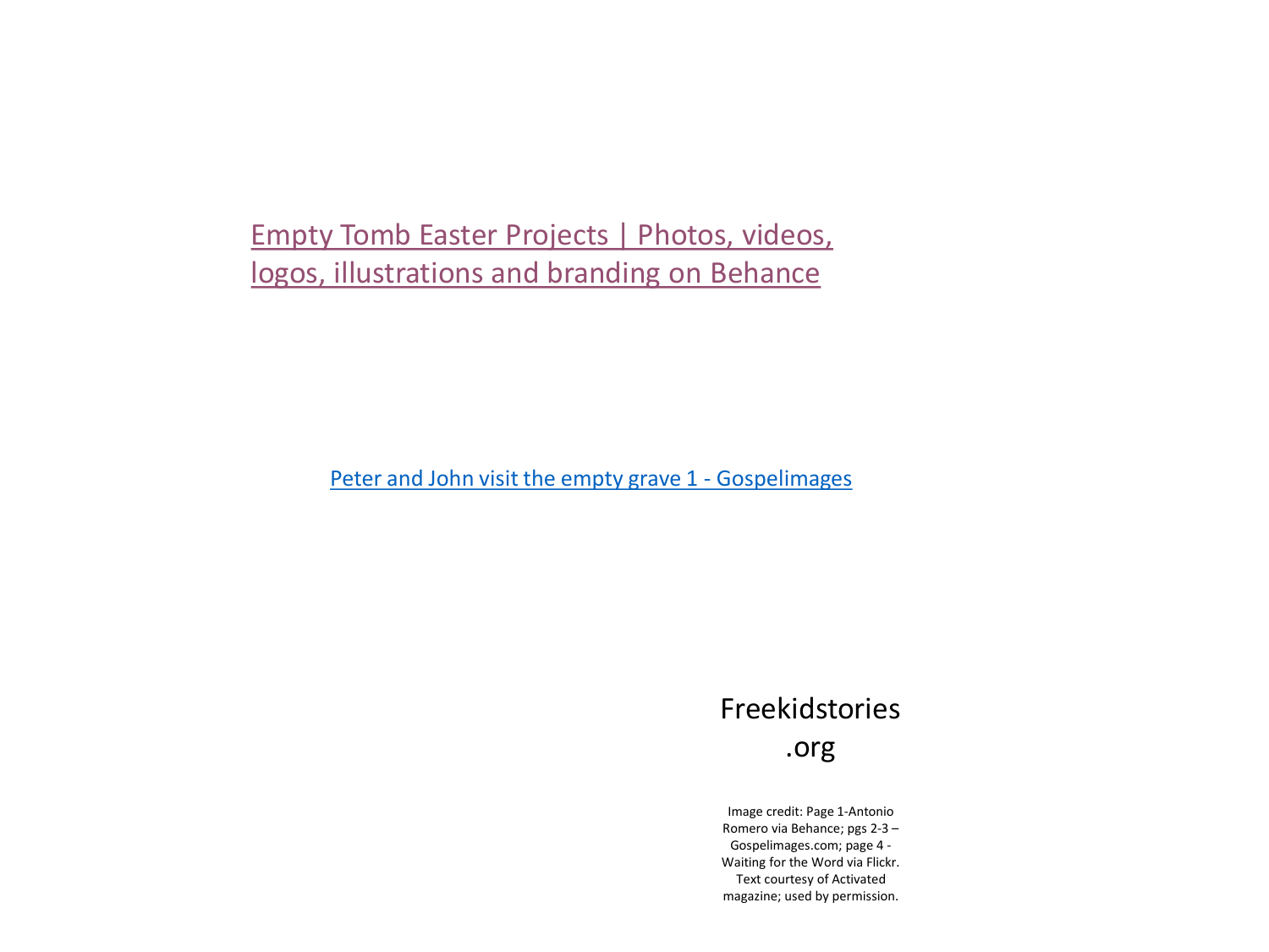[Empty Tomb Easter Projects | Photos, videos, logos, illustrations and branding on Behance]

[Peter and John visit the empty grave 1 - Gospelimages]

Freekidstories
.org

Image credit: Page 1-Antonio Romero via Behance; pgs 2-3 – Gospelimages.com; page 4 - Waiting for the Word via Flickr. Text courtesy of Activated magazine; used by permission.